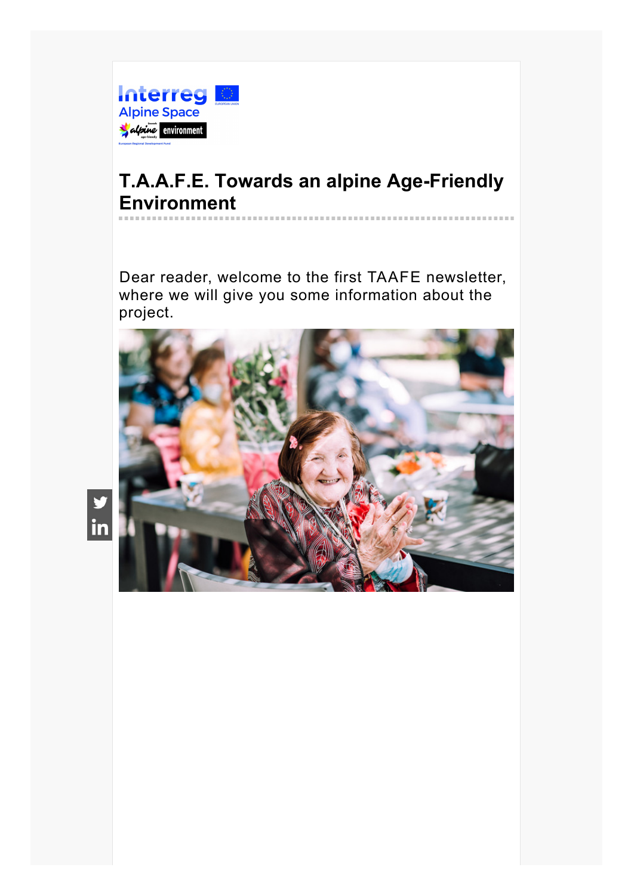# T.A.A.F.E. Towards an alpine Age-Friendly Environment

Dear reader, welcome to the first TAAFE newsletter, where we will give you some information about the project.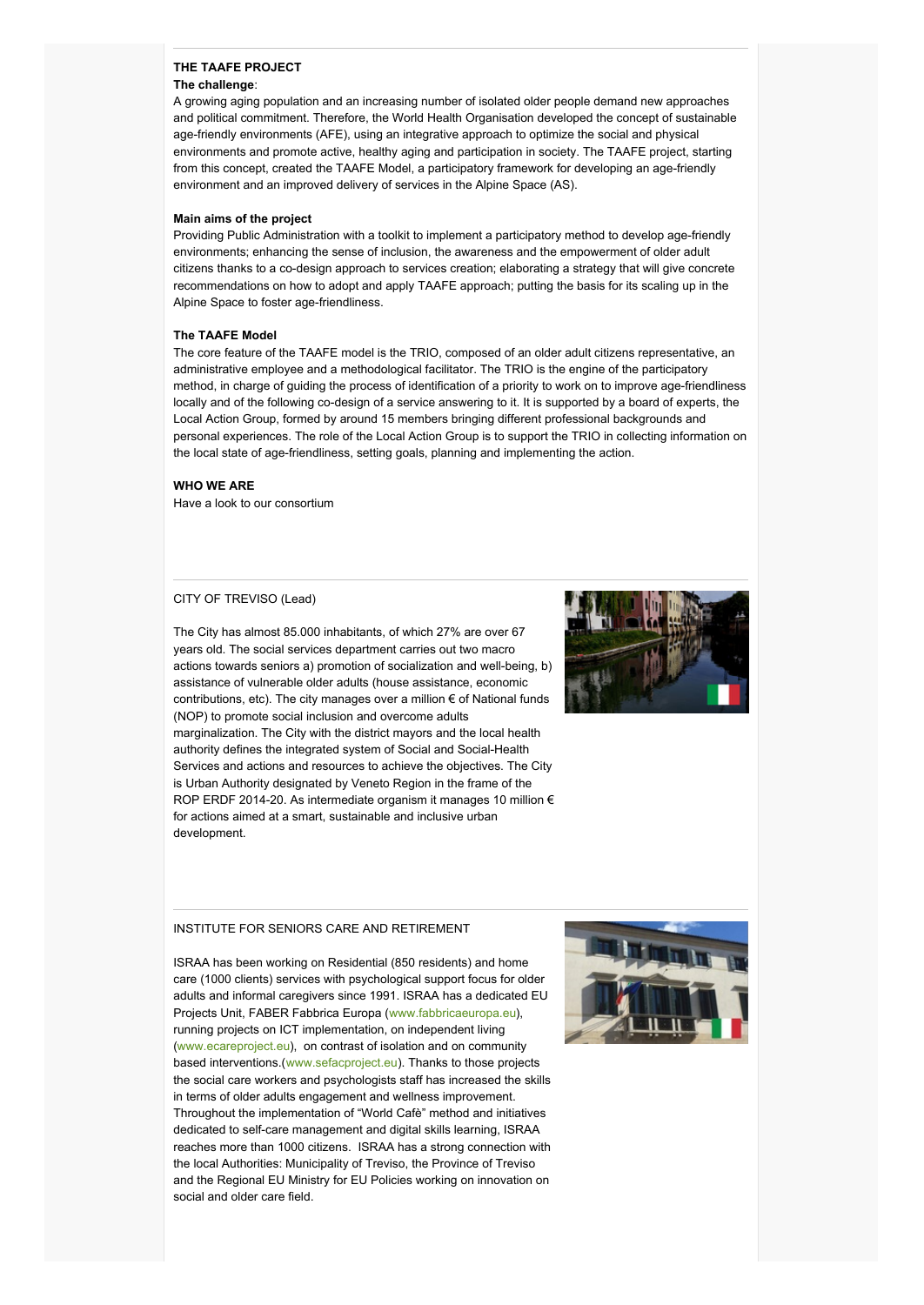**THE TAAFE PROJECT**

**The challenge**:

A growing aging population and an increasing number of isolated older people demand new approaches and political commitment. Therefore, the World Health Organisation developed the concept of sustainable age-friendly environments (AFE), using an integrative approach to optimize the social and physical environments and promote active, healthy aging and participation in society. The TAAFE project, starting from this concept, created the TAAFE Model, a participatory framework for developing an age-friendly environment and an improved delivery of services in the Alpine Space (AS).

**Main aims of the project**

Providing Public Administration with a toolkit to implement a participatory method to develop age-friendly environments; enhancing the sense of inclusion, the awareness and the empowerment of older adult citizens thanks to a co-design approach to services creation; elaborating a strategy that will give concrete recommendations on how to adopt and apply TAAFE approach; putting the basis for its scaling up in the Alpine Space to foster age-friendliness.

**The TAAFE Model**

The core feature of the TAAFE model is the TRIO, composed of an older adult citizens representative, an administrative employee and a methodological facilitator. The TRIO is the engine of the participatory method, in charge of guiding the process of identification of a priority to work on to improve age-friendliness locally and of the following co-design of a service answering to it. It is supported by a board of experts, the Local Action Group, formed by around 15 members bringing different professional backgrounds and personal experiences. The role of the Local Action Group is to support the TRIO in collecting information on the local state of age-friendliness, setting goals, planning and implementing the action.

**WHO WE ARE**

Have a look to our consortium

CITY OF TREVISO (Lead)

The City has almost 85.000 inhabitants, of which 27% are over 67 years old. The social services department carries out two macro actions towards seniors a) promotion of socialization and well-being, b) assistance of vulnerable older adults (house assistance, economic contributions, etc). The city manages over a million € of National funds (NOP) to promote social inclusion and overcome adults marginalization. The City with the district mayors and the local health authority defines the integrated system of Social and Social-Health Services and actions and resources to achieve the objectives. The City is Urban Authority designated by Veneto Region in the frame of the ROP ERDF 2014-20. As intermediate organism it manages 10 million € for actions aimed at a smart, sustainable and inclusive urban development.

INSTITUTE FOR SENIORS CARE AND RETIREMENT

ISRAA has been working on Residential (850 residents) and home care (1000 clients) services with psychological support focus for older adults and informal caregivers since 1991. ISRAA has a dedicated EU Projects Unit, FABER Fabbrica Europa (www.fabbricaeuropa.eu), running projects on ICT implementation, on independent living (www.ecareproject.eu), on contrast of isolation and on community based interventions.(www.sefacproject.eu). Thanks to those projects the social care workers and psychologists staff has increased the skills in terms of older adults engagement and wellness improvement. Throughout the implementation of "World Cafè" method and initiatives dedicated to self-care management and digital skills learning, ISRAA reaches more than 1000 citizens. ISRAA has a strong connection with the local Authorities: Municipality of Treviso, the Province of Treviso and the Regional EU Ministry for EU Policies working on innovation on social and older care field.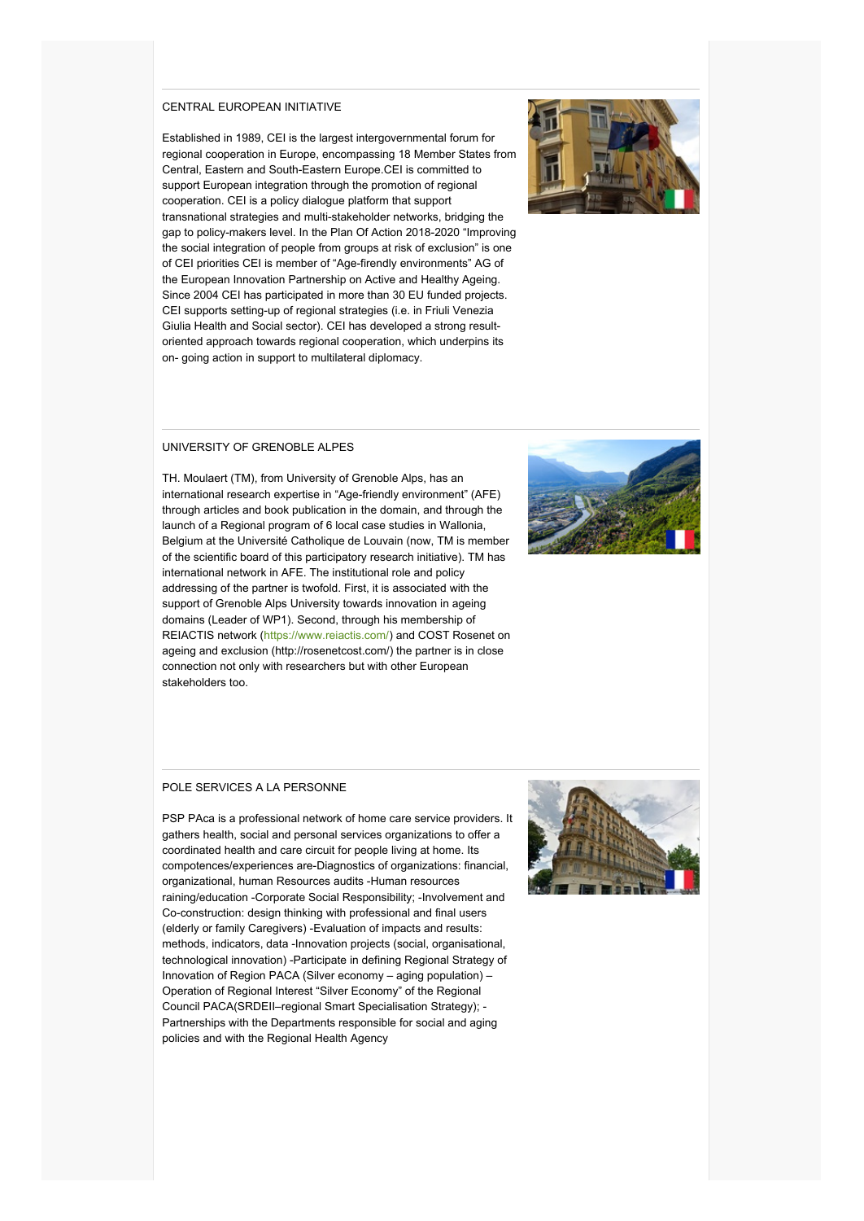## CENTRAL EUROPEAN INITIATIVE

Established in 1989, CEI is the largest intergovernmental forum for regional cooperation in Europe, encompassing 18 Member States from Central, Eastern and South-Eastern Europe.CEI is committed to support European integration through the promotion of regional cooperation. CEI is a policy dialogue platform that support transnational strategies and multi-stakeholder networks, bridging the gap to policy-makers level. In the Plan Of Action 2018-2020 "Improving the social integration of people from groups at risk of exclusion" is one of CEI priorities CEI is member of "Age-firendly environments" AG of the European Innovation Partnership on Active and Healthy Ageing. Since 2004 CEI has participated in more than 30 EU funded projects. CEI supports setting-up of regional strategies (i.e. in Friuli Venezia Giulia Health and Social sector). CEI has developed a strong result-oriented approach towards regional cooperation, which underpins its on- going action in support to multilateral diplomacy.

## UNIVERSITY OF GRENOBLE ALPES

TH. Moulaert (TM), from University of Grenoble Alps, has an international research expertise in "Age-friendly environment" (AFE) through articles and book publication in the domain, and through the launch of a Regional program of 6 local case studies in Wallonia, Belgium at the Université Catholique de Louvain (now, TM is member of the scientific board of this participatory research initiative). TM has international network in AFE. The institutional role and policy addressing of the partner is twofold. First, it is associated with the support of Grenoble Alps University towards innovation in ageing domains (Leader of WP1). Second, through his membership of REIACTIS network (https://www.reiactis.com/) and COST Rosenet on ageing and exclusion (http://rosenetcost.com/) the partner is in close connection not only with researchers but with other European stakeholders too.

## POLE SERVICES A LA PERSONNE

PSP PAca is a professional network of home care service providers. It gathers health, social and personal services organizations to offer a coordinated health and care circuit for people living at home. Its compotences/experiences are-Diagnostics of organizations: financial, organizational, human Resources audits -Human resources raining/education -Corporate Social Responsibility; -Involvement and Co-construction: design thinking with professional and final users (elderly or family Caregivers) -Evaluation of impacts and results: methods, indicators, data -Innovation projects (social, organisational, technological innovation) -Participate in defining Regional Strategy of Innovation of Region PACA (Silver economy – aging population) – Operation of Regional Interest "Silver Economy" of the Regional Council PACA(SRDEII–regional Smart Specialisation Strategy); -Partnerships with the Departments responsible for social and aging policies and with the Regional Health Agency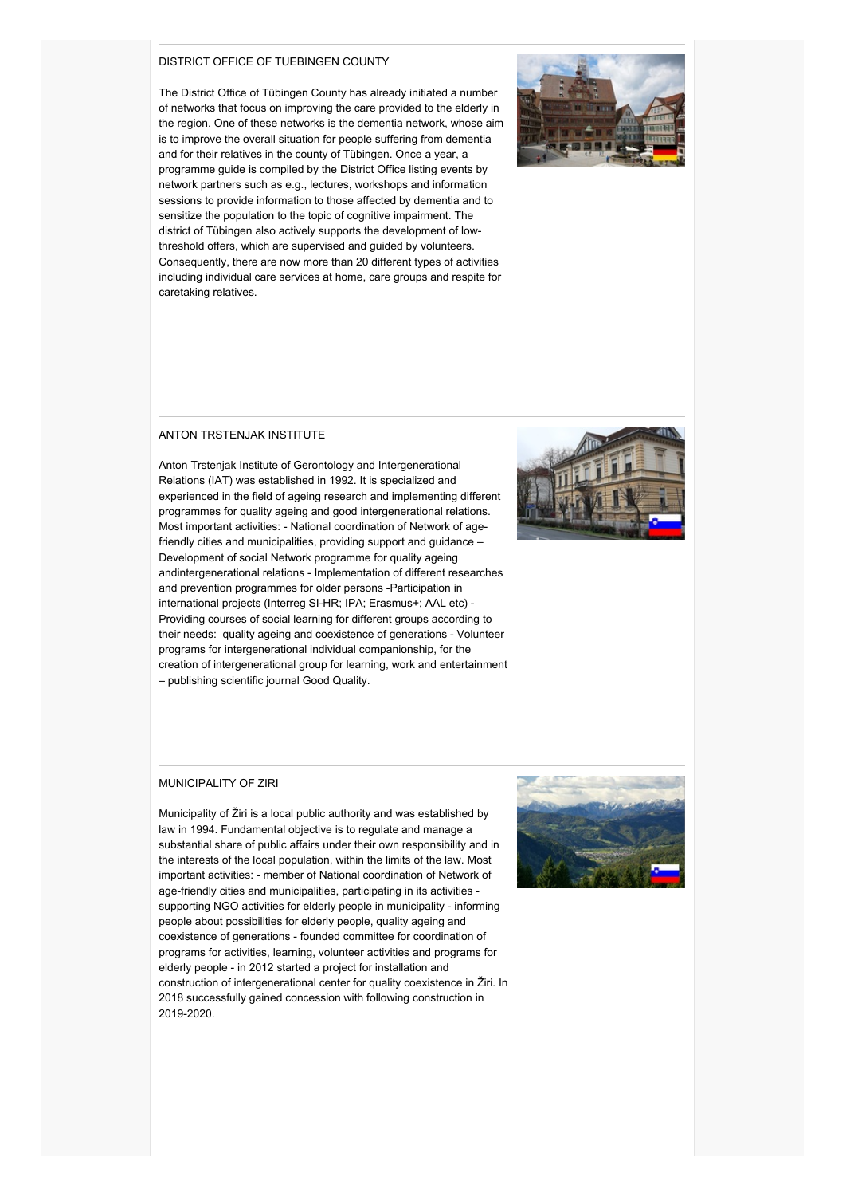## DISTRICT OFFICE OF TUEBINGEN COUNTY

The District Office of Tübingen County has already initiated a number of networks that focus on improving the care provided to the elderly in the region. One of these networks is the dementia network, whose aim is to improve the overall situation for people suffering from dementia and for their relatives in the county of Tübingen. Once a year, a programme guide is compiled by the District Office listing events by network partners such as e.g., lectures, workshops and information sessions to provide information to those affected by dementia and to sensitize the population to the topic of cognitive impairment. The district of Tübingen also actively supports the development of low-threshold offers, which are supervised and guided by volunteers. Consequently, there are now more than 20 different types of activities including individual care services at home, care groups and respite for caretaking relatives.

## ANTON TRSTENJAK INSTITUTE

Anton Trstenjak Institute of Gerontology and Intergenerational Relations (IAT) was established in 1992. It is specialized and experienced in the field of ageing research and implementing different programmes for quality ageing and good intergenerational relations. Most important activities: - National coordination of Network of age-friendly cities and municipalities, providing support and guidance – Development of social Network programme for quality ageing andintergenerational relations - Implementation of different researches and prevention programmes for older persons -Participation in international projects (Interreg SI-HR; IPA; Erasmus+; AAL etc) - Providing courses of social learning for different groups according to their needs: quality ageing and coexistence of generations - Volunteer programs for intergenerational individual companionship, for the creation of intergenerational group for learning, work and entertainment – publishing scientific journal Good Quality.

## MUNICIPALITY OF ZIRI

Municipality of Žiri is a local public authority and was established by law in 1994. Fundamental objective is to regulate and manage a substantial share of public affairs under their own responsibility and in the interests of the local population, within the limits of the law. Most important activities: - member of National coordination of Network of age-friendly cities and municipalities, participating in its activities - supporting NGO activities for elderly people in municipality - informing people about possibilities for elderly people, quality ageing and coexistence of generations - founded committee for coordination of programs for activities, learning, volunteer activities and programs for elderly people - in 2012 started a project for installation and construction of intergenerational center for quality coexistence in Žiri. In 2018 successfully gained concession with following construction in 2019-2020.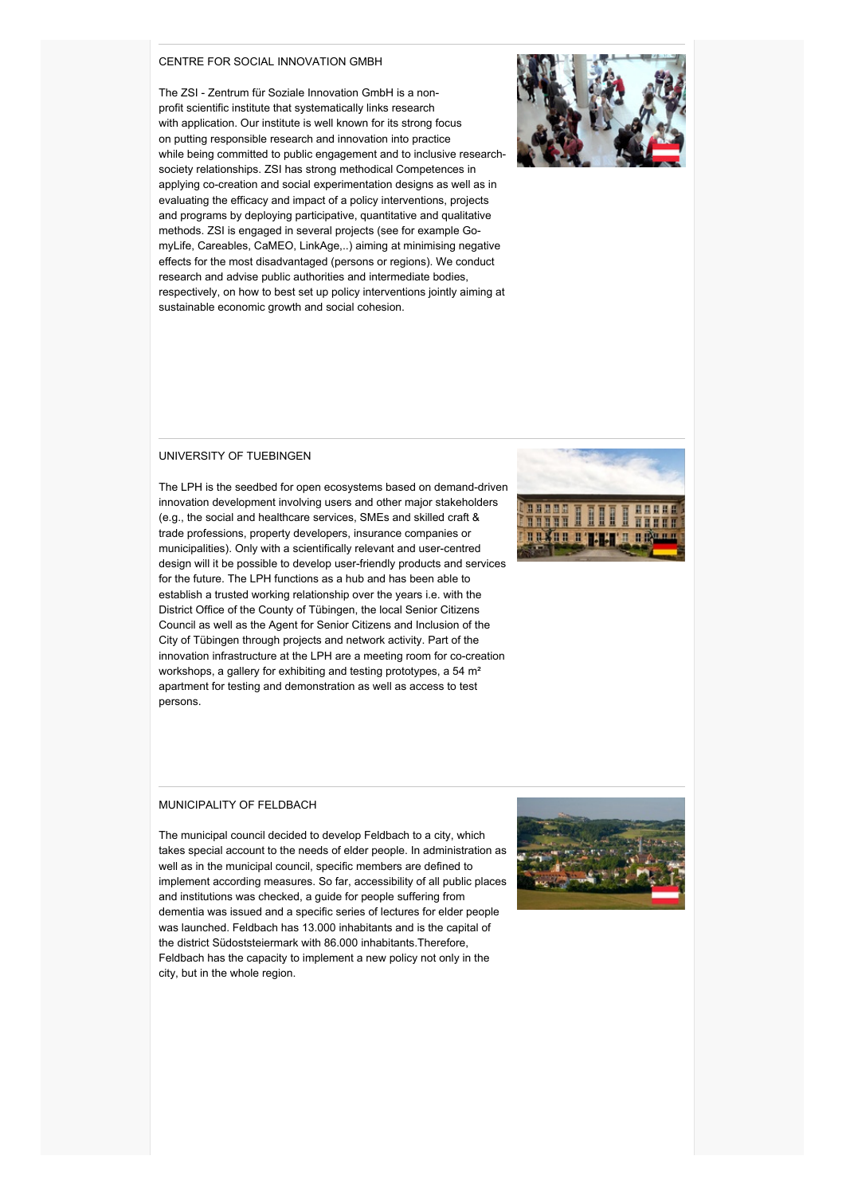## CENTRE FOR SOCIAL INNOVATION GMBH

The ZSI - Zentrum für Soziale Innovation GmbH is a non-profit scientific institute that systematically links research with application. Our institute is well known for its strong focus on putting responsible research and innovation into practice while being committed to public engagement and to inclusive research-society relationships. ZSI has strong methodical Competences in applying co-creation and social experimentation designs as well as in evaluating the efficacy and impact of a policy interventions, projects and programs by deploying participative, quantitative and qualitative methods. ZSI is engaged in several projects (see for example Go-myLife, Careables, CaMEO, LinkAge,..) aiming at minimising negative effects for the most disadvantaged (persons or regions). We conduct research and advise public authorities and intermediate bodies, respectively, on how to best set up policy interventions jointly aiming at sustainable economic growth and social cohesion.

## UNIVERSITY OF TUEBINGEN

The LPH is the seedbed for open ecosystems based on demand-driven innovation development involving users and other major stakeholders (e.g., the social and healthcare services, SMEs and skilled craft & trade professions, property developers, insurance companies or municipalities). Only with a scientifically relevant and user-centred design will it be possible to develop user-friendly products and services for the future. The LPH functions as a hub and has been able to establish a trusted working relationship over the years i.e. with the District Office of the County of Tübingen, the local Senior Citizens Council as well as the Agent for Senior Citizens and Inclusion of the City of Tübingen through projects and network activity. Part of the innovation infrastructure at the LPH are a meeting room for co-creation workshops, a gallery for exhibiting and testing prototypes, a 54 m² apartment for testing and demonstration as well as access to test persons.

## MUNICIPALITY OF FELDBACH

The municipal council decided to develop Feldbach to a city, which takes special account to the needs of elder people. In administration as well as in the municipal council, specific members are defined to implement according measures. So far, accessibility of all public places and institutions was checked, a guide for people suffering from dementia was issued and a specific series of lectures for elder people was launched. Feldbach has 13.000 inhabitants and is the capital of the district Südoststeiermark with 86.000 inhabitants.Therefore, Feldbach has the capacity to implement a new policy not only in the city, but in the whole region.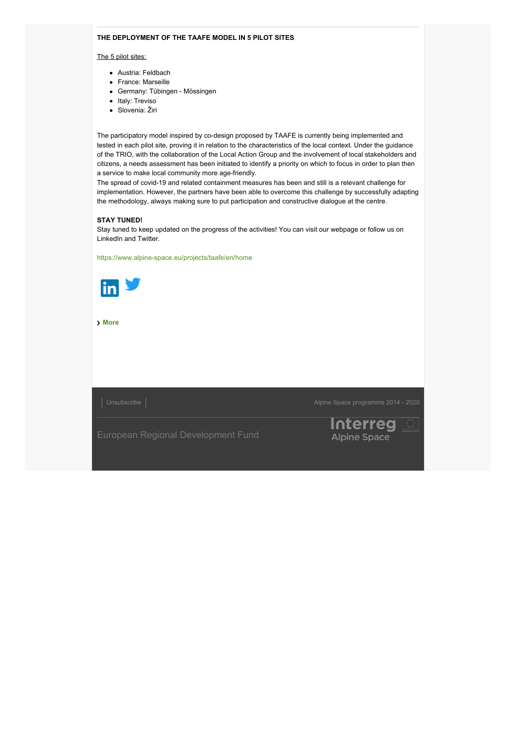### THE DEPLOYMENT OF THE TAAFE MODEL IN 5 PILOT SITES

The 5 pilot sites:

- Austria: Feldbach
- France: Marseille
- Germany: Tübingen - Mössingen
- Italy: Treviso
- Slovenia: Žiri

The participatory model inspired by co-design proposed by TAAFE is currently being implemented and tested in each pilot site, proving it in relation to the characteristics of the local context. Under the guidance of the TRIO, with the collaboration of the Local Action Group and the involvement of local stakeholders and citizens, a needs assessment has been initiated to identify a priority on which to focus in order to plan then a service to make local community more age-friendly.
The spread of covid-19 and related containment measures has been and still is a relevant challenge for implementation. However, the partners have been able to overcome this challenge by successfully adapting the methodology, always making sure to put participation and constructive dialogue at the centre.

**STAY TUNED!**
Stay tuned to keep updated on the progress of the activities! You can visit our webpage or follow us on LinkedIn and Twitter.

https://www.alpine-space.eu/projects/taafe/en/home

› **More**

Unsubscribe

Alpine Space programme 2014 - 2020

European Regional Development Fund

Interreg
Alpine Space